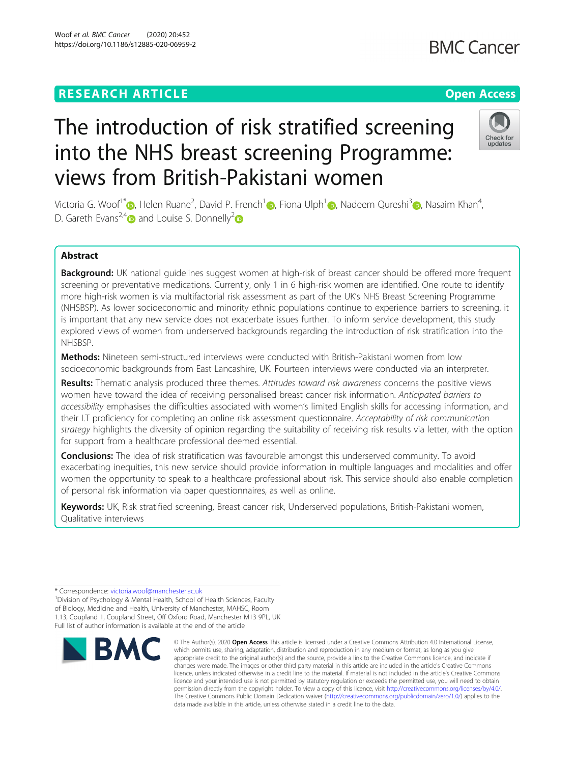RESEARCH ARTICLE

Open Access

# The introduction of risk stratified screening into the NHS breast screening Programme: views from British-Pakistani women

Victoria G. Woof[1*], Helen Ruane[2], David P. French[1], Fiona Ulph[1], Nadeem Qureshi[3], Nasaim Khan[4], D. Gareth Evans[2,4] and Louise S. Donnelly[2]

## Abstract

**Background:** UK national guidelines suggest women at high-risk of breast cancer should be offered more frequent screening or preventative medications. Currently, only 1 in 6 high-risk women are identified. One route to identify more high-risk women is via multifactorial risk assessment as part of the UK's NHS Breast Screening Programme (NHSBSP). As lower socioeconomic and minority ethnic populations continue to experience barriers to screening, it is important that any new service does not exacerbate issues further. To inform service development, this study explored views of women from underserved backgrounds regarding the introduction of risk stratification into the NHSBSP.

**Methods:** Nineteen semi-structured interviews were conducted with British-Pakistani women from low socioeconomic backgrounds from East Lancashire, UK. Fourteen interviews were conducted via an interpreter.

**Results:** Thematic analysis produced three themes. *Attitudes toward risk awareness* concerns the positive views women have toward the idea of receiving personalised breast cancer risk information. *Anticipated barriers to accessibility* emphasises the difficulties associated with women's limited English skills for accessing information, and their I.T proficiency for completing an online risk assessment questionnaire. *Acceptability of risk communication strategy* highlights the diversity of opinion regarding the suitability of receiving risk results via letter, with the option for support from a healthcare professional deemed essential.

**Conclusions:** The idea of risk stratification was favourable amongst this underserved community. To avoid exacerbating inequities, this new service should provide information in multiple languages and modalities and offer women the opportunity to speak to a healthcare professional about risk. This service should also enable completion of personal risk information via paper questionnaires, as well as online.

**Keywords:** UK, Risk stratified screening, Breast cancer risk, Underserved populations, British-Pakistani women, Qualitative interviews

---

* Correspondence: victoria.woof@manchester.ac.uk

[1]Division of Psychology & Mental Health, School of Health Sciences, Faculty of Biology, Medicine and Health, University of Manchester, MAHSC, Room 1.13, Coupland 1, Coupland Street, Off Oxford Road, Manchester M13 9PL, UK

Full list of author information is available at the end of the article

© The Author(s). 2020 **Open Access** This article is licensed under a Creative Commons Attribution 4.0 International License, which permits use, sharing, adaptation, distribution and reproduction in any medium or format, as long as you give appropriate credit to the original author(s) and the source, provide a link to the Creative Commons licence, and indicate if changes were made. The images or other third party material in this article are included in the article's Creative Commons licence, unless indicated otherwise in a credit line to the material. If material is not included in the article's Creative Commons licence and your intended use is not permitted by statutory regulation or exceeds the permitted use, you will need to obtain permission directly from the copyright holder. To view a copy of this licence, visit http://creativecommons.org/licenses/by/4.0/. The Creative Commons Public Domain Dedication waiver (http://creativecommons.org/publicdomain/zero/1.0/) applies to the data made available in this article, unless otherwise stated in a credit line to the data.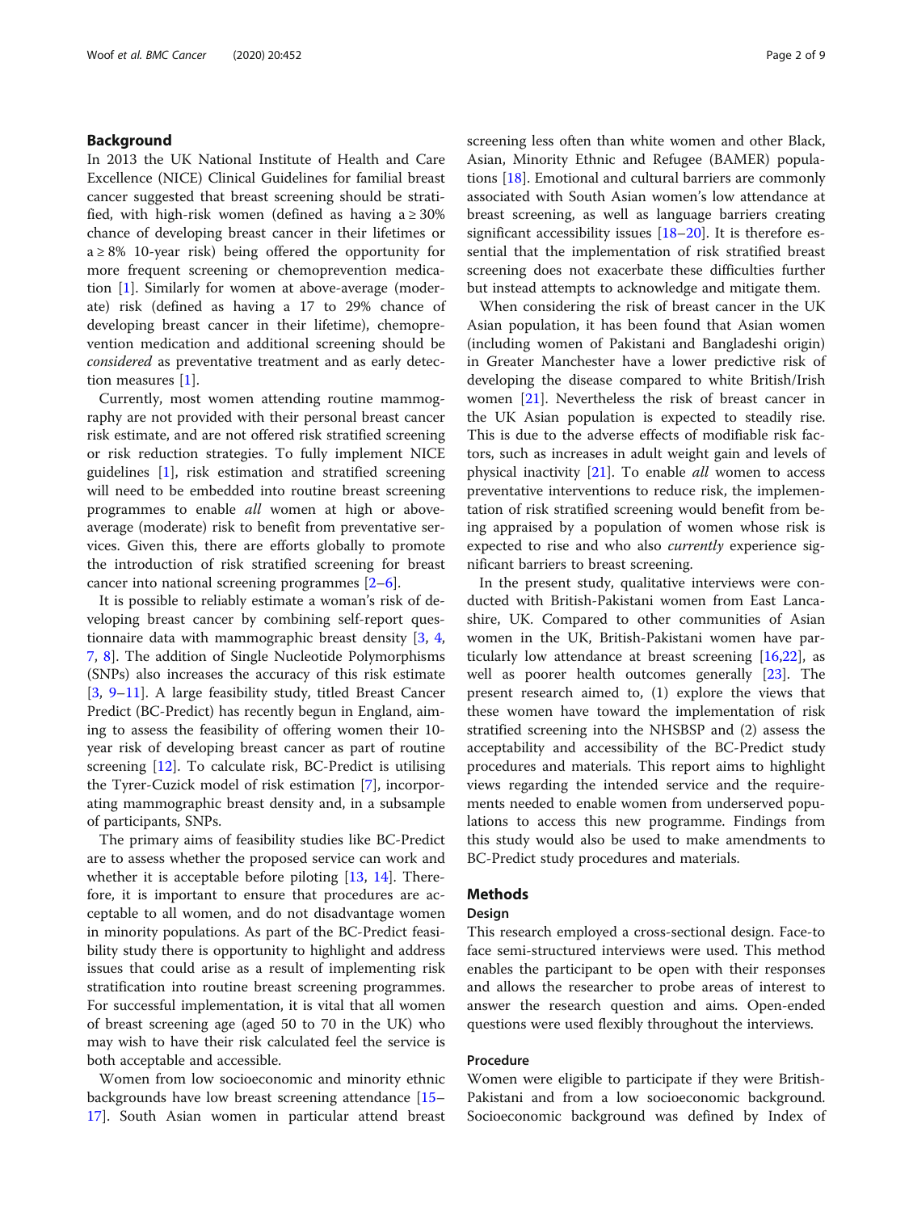## Background

In 2013 the UK National Institute of Health and Care Excellence (NICE) Clinical Guidelines for familial breast cancer suggested that breast screening should be stratified, with high-risk women (defined as having a $\geq 30\%$ chance of developing breast cancer in their lifetimes or a $\geq 8\%$ 10-year risk) being offered the opportunity for more frequent screening or chemoprevention medication [1]. Similarly for women at above-average (moderate) risk (defined as having a 17 to 29% chance of developing breast cancer in their lifetime), chemoprevention medication and additional screening should be *considered* as preventative treatment and as early detection measures [1].

Currently, most women attending routine mammography are not provided with their personal breast cancer risk estimate, and are not offered risk stratified screening or risk reduction strategies. To fully implement NICE guidelines [1], risk estimation and stratified screening will need to be embedded into routine breast screening programmes to enable *all* women at high or above-average (moderate) risk to benefit from preventative services. Given this, there are efforts globally to promote the introduction of risk stratified screening for breast cancer into national screening programmes [2–6].

It is possible to reliably estimate a woman's risk of developing breast cancer by combining self-report questionnaire data with mammographic breast density [3, 4, 7, 8]. The addition of Single Nucleotide Polymorphisms (SNPs) also increases the accuracy of this risk estimate [3, 9–11]. A large feasibility study, titled Breast Cancer Predict (BC-Predict) has recently begun in England, aiming to assess the feasibility of offering women their 10-year risk of developing breast cancer as part of routine screening [12]. To calculate risk, BC-Predict is utilising the Tyrer-Cuzick model of risk estimation [7], incorporating mammographic breast density and, in a subsample of participants, SNPs.

The primary aims of feasibility studies like BC-Predict are to assess whether the proposed service can work and whether it is acceptable before piloting [13, 14]. Therefore, it is important to ensure that procedures are acceptable to all women, and do not disadvantage women in minority populations. As part of the BC-Predict feasibility study there is opportunity to highlight and address issues that could arise as a result of implementing risk stratification into routine breast screening programmes. For successful implementation, it is vital that all women of breast screening age (aged 50 to 70 in the UK) who may wish to have their risk calculated feel the service is both acceptable and accessible.

Women from low socioeconomic and minority ethnic backgrounds have low breast screening attendance [15–17]. South Asian women in particular attend breast screening less often than white women and other Black, Asian, Minority Ethnic and Refugee (BAMER) populations [18]. Emotional and cultural barriers are commonly associated with South Asian women's low attendance at breast screening, as well as language barriers creating significant accessibility issues [18–20]. It is therefore essential that the implementation of risk stratified breast screening does not exacerbate these difficulties further but instead attempts to acknowledge and mitigate them.

When considering the risk of breast cancer in the UK Asian population, it has been found that Asian women (including women of Pakistani and Bangladeshi origin) in Greater Manchester have a lower predictive risk of developing the disease compared to white British/Irish women [21]. Nevertheless the risk of breast cancer in the UK Asian population is expected to steadily rise. This is due to the adverse effects of modifiable risk factors, such as increases in adult weight gain and levels of physical inactivity [21]. To enable *all* women to access preventative interventions to reduce risk, the implementation of risk stratified screening would benefit from being appraised by a population of women whose risk is expected to rise and who also *currently* experience significant barriers to breast screening.

In the present study, qualitative interviews were conducted with British-Pakistani women from East Lancashire, UK. Compared to other communities of Asian women in the UK, British-Pakistani women have particularly low attendance at breast screening [16,22], as well as poorer health outcomes generally [23]. The present research aimed to, (1) explore the views that these women have toward the implementation of risk stratified screening into the NHSBSP and (2) assess the acceptability and accessibility of the BC-Predict study procedures and materials. This report aims to highlight views regarding the intended service and the requirements needed to enable women from underserved populations to access this new programme. Findings from this study would also be used to make amendments to BC-Predict study procedures and materials.

## Methods

### Design

This research employed a cross-sectional design. Face-to face semi-structured interviews were used. This method enables the participant to be open with their responses and allows the researcher to probe areas of interest to answer the research question and aims. Open-ended questions were used flexibly throughout the interviews.

### Procedure

Women were eligible to participate if they were British-Pakistani and from a low socioeconomic background. Socioeconomic background was defined by Index of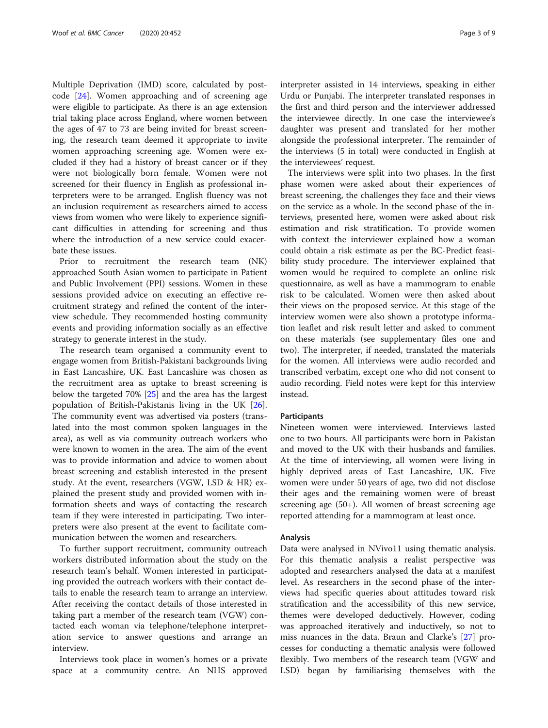Multiple Deprivation (IMD) score, calculated by postcode [24]. Women approaching and of screening age were eligible to participate. As there is an age extension trial taking place across England, where women between the ages of 47 to 73 are being invited for breast screening, the research team deemed it appropriate to invite women approaching screening age. Women were excluded if they had a history of breast cancer or if they were not biologically born female. Women were not screened for their fluency in English as professional interpreters were to be arranged. English fluency was not an inclusion requirement as researchers aimed to access views from women who were likely to experience significant difficulties in attending for screening and thus where the introduction of a new service could exacerbate these issues.

Prior to recruitment the research team (NK) approached South Asian women to participate in Patient and Public Involvement (PPI) sessions. Women in these sessions provided advice on executing an effective recruitment strategy and refined the content of the interview schedule. They recommended hosting community events and providing information socially as an effective strategy to generate interest in the study.

The research team organised a community event to engage women from British-Pakistani backgrounds living in East Lancashire, UK. East Lancashire was chosen as the recruitment area as uptake to breast screening is below the targeted 70% [25] and the area has the largest population of British-Pakistanis living in the UK [26]. The community event was advertised via posters (translated into the most common spoken languages in the area), as well as via community outreach workers who were known to women in the area. The aim of the event was to provide information and advice to women about breast screening and establish interested in the present study. At the event, researchers (VGW, LSD & HR) explained the present study and provided women with information sheets and ways of contacting the research team if they were interested in participating. Two interpreters were also present at the event to facilitate communication between the women and researchers.

To further support recruitment, community outreach workers distributed information about the study on the research team's behalf. Women interested in participating provided the outreach workers with their contact details to enable the research team to arrange an interview. After receiving the contact details of those interested in taking part a member of the research team (VGW) contacted each woman via telephone/telephone interpretation service to answer questions and arrange an interview.

Interviews took place in women's homes or a private space at a community centre. An NHS approved interpreter assisted in 14 interviews, speaking in either Urdu or Punjabi. The interpreter translated responses in the first and third person and the interviewer addressed the interviewee directly. In one case the interviewee's daughter was present and translated for her mother alongside the professional interpreter. The remainder of the interviews (5 in total) were conducted in English at the interviewees' request.

The interviews were split into two phases. In the first phase women were asked about their experiences of breast screening, the challenges they face and their views on the service as a whole. In the second phase of the interviews, presented here, women were asked about risk estimation and risk stratification. To provide women with context the interviewer explained how a woman could obtain a risk estimate as per the BC-Predict feasibility study procedure. The interviewer explained that women would be required to complete an online risk questionnaire, as well as have a mammogram to enable risk to be calculated. Women were then asked about their views on the proposed service. At this stage of the interview women were also shown a prototype information leaflet and risk result letter and asked to comment on these materials (see supplementary files one and two). The interpreter, if needed, translated the materials for the women. All interviews were audio recorded and transcribed verbatim, except one who did not consent to audio recording. Field notes were kept for this interview instead.

### Participants

Nineteen women were interviewed. Interviews lasted one to two hours. All participants were born in Pakistan and moved to the UK with their husbands and families. At the time of interviewing, all women were living in highly deprived areas of East Lancashire, UK. Five women were under 50 years of age, two did not disclose their ages and the remaining women were of breast screening age (50+). All women of breast screening age reported attending for a mammogram at least once.

### Analysis

Data were analysed in NVivo11 using thematic analysis. For this thematic analysis a realist perspective was adopted and researchers analysed the data at a manifest level. As researchers in the second phase of the interviews had specific queries about attitudes toward risk stratification and the accessibility of this new service, themes were developed deductively. However, coding was approached iteratively and inductively, so not to miss nuances in the data. Braun and Clarke's [27] processes for conducting a thematic analysis were followed flexibly. Two members of the research team (VGW and LSD) began by familiarising themselves with the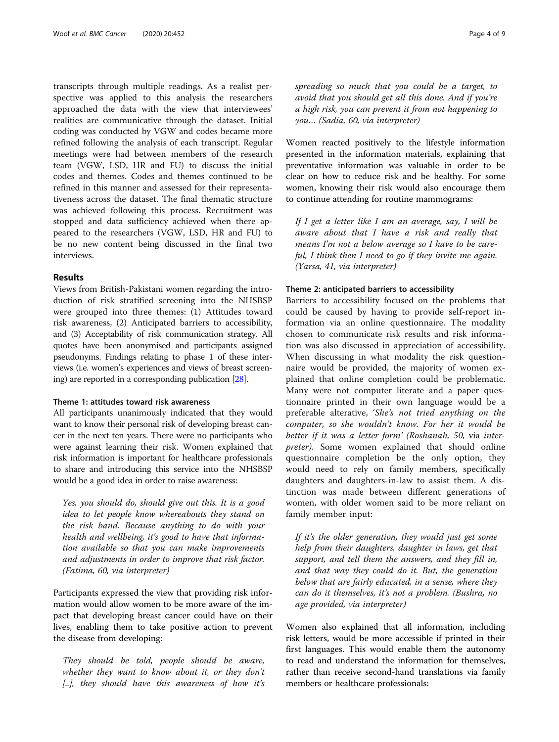transcripts through multiple readings. As a realist perspective was applied to this analysis the researchers approached the data with the view that interviewees' realities are communicative through the dataset. Initial coding was conducted by VGW and codes became more refined following the analysis of each transcript. Regular meetings were had between members of the research team (VGW, LSD, HR and FU) to discuss the initial codes and themes. Codes and themes continued to be refined in this manner and assessed for their representativeness across the dataset. The final thematic structure was achieved following this process. Recruitment was stopped and data sufficiency achieved when there appeared to the researchers (VGW, LSD, HR and FU) to be no new content being discussed in the final two interviews.

## Results

Views from British-Pakistani women regarding the introduction of risk stratified screening into the NHSBSP were grouped into three themes: (1) Attitudes toward risk awareness, (2) Anticipated barriers to accessibility, and (3) Acceptability of risk communication strategy. All quotes have been anonymised and participants assigned pseudonyms. Findings relating to phase 1 of these interviews (i.e. women's experiences and views of breast screening) are reported in a corresponding publication [28].

### Theme 1: attitudes toward risk awareness

All participants unanimously indicated that they would want to know their personal risk of developing breast cancer in the next ten years. There were no participants who were against learning their risk. Women explained that risk information is important for healthcare professionals to share and introducing this service into the NHSBSP would be a good idea in order to raise awareness:

> *Yes, you should do, should give out this. It is a good idea to let people know whereabouts they stand on the risk band. Because anything to do with your health and wellbeing, it's good to have that information available so that you can make improvements and adjustments in order to improve that risk factor. (Fatima, 60, via interpreter)*

Participants expressed the view that providing risk information would allow women to be more aware of the impact that developing breast cancer could have on their lives, enabling them to take positive action to prevent the disease from developing:

> *They should be told, people should be aware, whether they want to know about it, or they don't [..], they should have this awareness of how it's spreading so much that you could be a target, to avoid that you should get all this done. And if you're a high risk, you can prevent it from not happening to you… (Sadia, 60, via interpreter)*

Women reacted positively to the lifestyle information presented in the information materials, explaining that preventative information was valuable in order to be clear on how to reduce risk and be healthy. For some women, knowing their risk would also encourage them to continue attending for routine mammograms:

> *If I get a letter like I am an average, say, I will be aware about that I have a risk and really that means I'm not a below average so I have to be careful, I think then I need to go if they invite me again. (Yarsa, 41, via interpreter)*

### Theme 2: anticipated barriers to accessibility

Barriers to accessibility focused on the problems that could be caused by having to provide self-report information via an online questionnaire. The modality chosen to communicate risk results and risk information was also discussed in appreciation of accessibility. When discussing in what modality the risk questionnaire would be provided, the majority of women explained that online completion could be problematic. Many were not computer literate and a paper questionnaire printed in their own language would be a preferable alterative, *'She's not tried anything on the computer, so she wouldn't know. For her it would be better if it was a letter form' (Roshanah, 50, via interpreter).* Some women explained that should online questionnaire completion be the only option, they would need to rely on family members, specifically daughters and daughters-in-law to assist them. A distinction was made between different generations of women, with older women said to be more reliant on family member input:

> *If it's the older generation, they would just get some help from their daughters, daughter in laws, get that support, and tell them the answers, and they fill in, and that way they could do it. But, the generation below that are fairly educated, in a sense, where they can do it themselves, it's not a problem. (Bushra, no age provided, via interpreter)*

Women also explained that all information, including risk letters, would be more accessible if printed in their first languages. This would enable them the autonomy to read and understand the information for themselves, rather than receive second-hand translations via family members or healthcare professionals: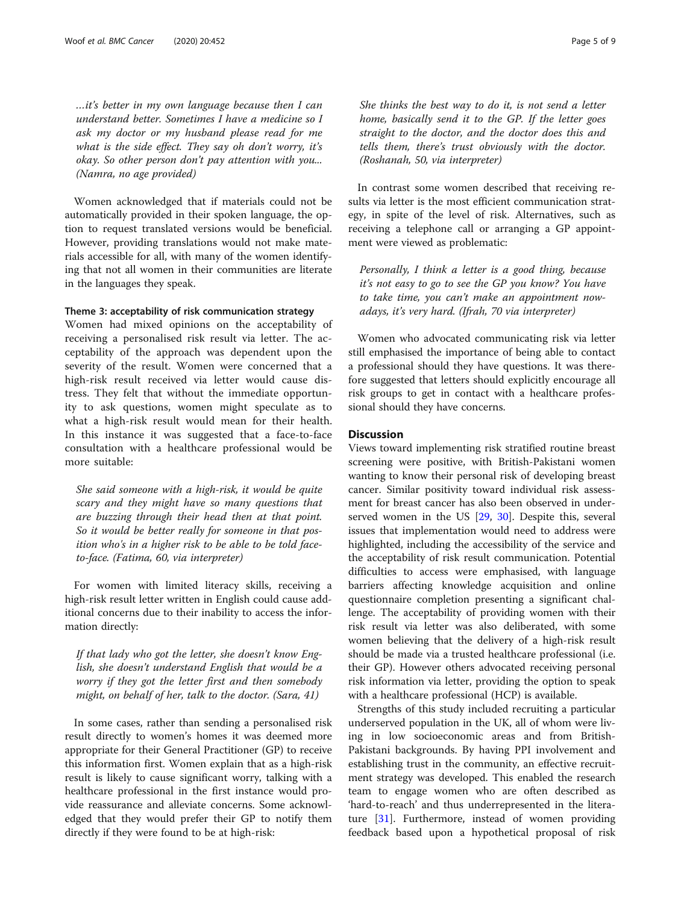*…it's better in my own language because then I can understand better. Sometimes I have a medicine so I ask my doctor or my husband please read for me what is the side effect. They say oh don't worry, it's okay. So other person don't pay attention with you... (Namra, no age provided)*

Women acknowledged that if materials could not be automatically provided in their spoken language, the option to request translated versions would be beneficial. However, providing translations would not make materials accessible for all, with many of the women identifying that not all women in their communities are literate in the languages they speak.

#### Theme 3: acceptability of risk communication strategy

Women had mixed opinions on the acceptability of receiving a personalised risk result via letter. The acceptability of the approach was dependent upon the severity of the result. Women were concerned that a high-risk result received via letter would cause distress. They felt that without the immediate opportunity to ask questions, women might speculate as to what a high-risk result would mean for their health. In this instance it was suggested that a face-to-face consultation with a healthcare professional would be more suitable:

*She said someone with a high-risk, it would be quite scary and they might have so many questions that are buzzing through their head then at that point. So it would be better really for someone in that position who's in a higher risk to be able to be told face-to-face. (Fatima, 60, via interpreter)*

For women with limited literacy skills, receiving a high-risk result letter written in English could cause additional concerns due to their inability to access the information directly:

*If that lady who got the letter, she doesn't know English, she doesn't understand English that would be a worry if they got the letter first and then somebody might, on behalf of her, talk to the doctor. (Sara, 41)*

In some cases, rather than sending a personalised risk result directly to women's homes it was deemed more appropriate for their General Practitioner (GP) to receive this information first. Women explain that as a high-risk result is likely to cause significant worry, talking with a healthcare professional in the first instance would provide reassurance and alleviate concerns. Some acknowledged that they would prefer their GP to notify them directly if they were found to be at high-risk:

*She thinks the best way to do it, is not send a letter home, basically send it to the GP. If the letter goes straight to the doctor, and the doctor does this and tells them, there's trust obviously with the doctor. (Roshanah, 50, via interpreter)*

In contrast some women described that receiving results via letter is the most efficient communication strategy, in spite of the level of risk. Alternatives, such as receiving a telephone call or arranging a GP appointment were viewed as problematic:

*Personally, I think a letter is a good thing, because it's not easy to go to see the GP you know? You have to take time, you can't make an appointment nowadays, it's very hard. (Ifrah, 70 via interpreter)*

Women who advocated communicating risk via letter still emphasised the importance of being able to contact a professional should they have questions. It was therefore suggested that letters should explicitly encourage all risk groups to get in contact with a healthcare professional should they have concerns.

## Discussion

Views toward implementing risk stratified routine breast screening were positive, with British-Pakistani women wanting to know their personal risk of developing breast cancer. Similar positivity toward individual risk assessment for breast cancer has also been observed in underserved women in the US [29, 30]. Despite this, several issues that implementation would need to address were highlighted, including the accessibility of the service and the acceptability of risk result communication. Potential difficulties to access were emphasised, with language barriers affecting knowledge acquisition and online questionnaire completion presenting a significant challenge. The acceptability of providing women with their risk result via letter was also deliberated, with some women believing that the delivery of a high-risk result should be made via a trusted healthcare professional (i.e. their GP). However others advocated receiving personal risk information via letter, providing the option to speak with a healthcare professional (HCP) is available.

Strengths of this study included recruiting a particular underserved population in the UK, all of whom were living in low socioeconomic areas and from British-Pakistani backgrounds. By having PPI involvement and establishing trust in the community, an effective recruitment strategy was developed. This enabled the research team to engage women who are often described as 'hard-to-reach' and thus underrepresented in the literature [31]. Furthermore, instead of women providing feedback based upon a hypothetical proposal of risk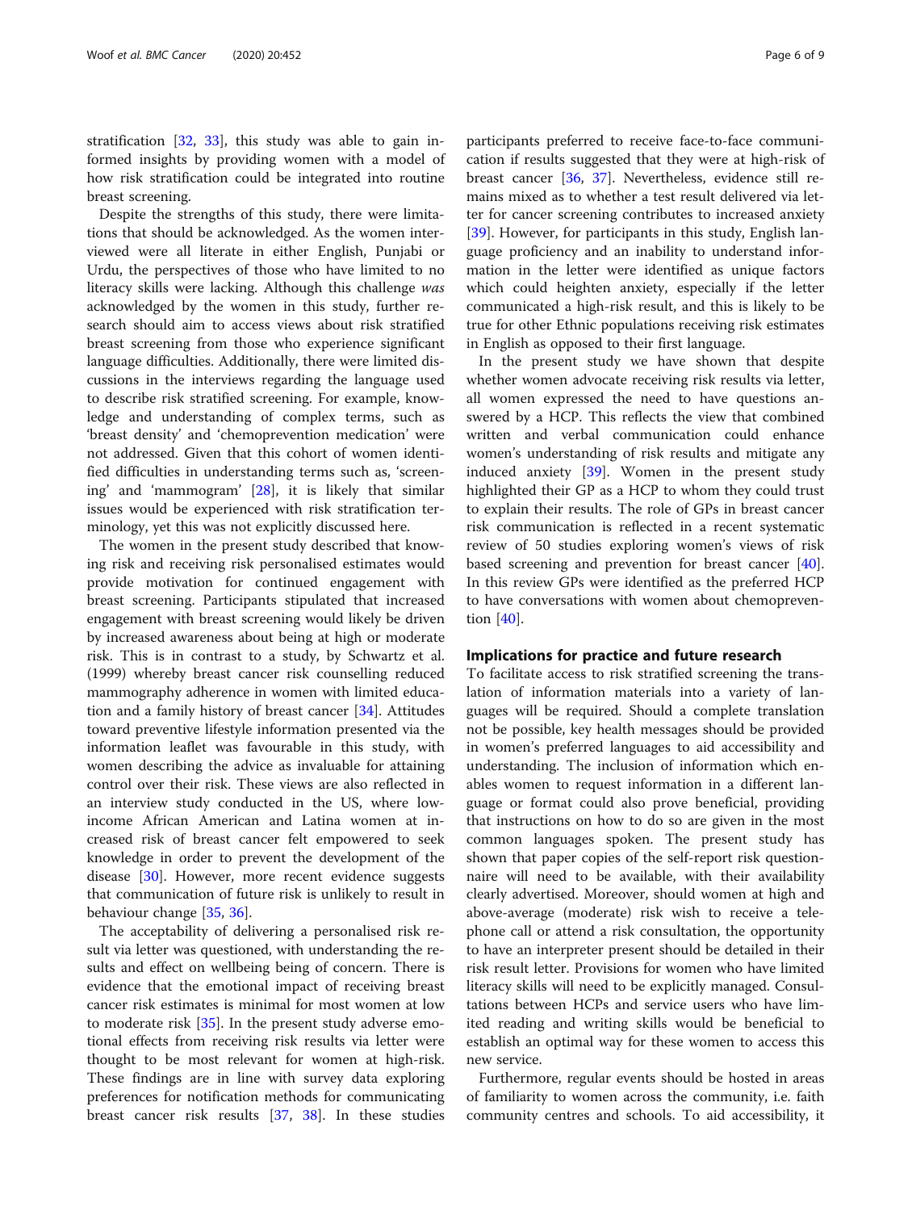stratification [32, 33], this study was able to gain informed insights by providing women with a model of how risk stratification could be integrated into routine breast screening.

Despite the strengths of this study, there were limitations that should be acknowledged. As the women interviewed were all literate in either English, Punjabi or Urdu, the perspectives of those who have limited to no literacy skills were lacking. Although this challenge *was* acknowledged by the women in this study, further research should aim to access views about risk stratified breast screening from those who experience significant language difficulties. Additionally, there were limited discussions in the interviews regarding the language used to describe risk stratified screening. For example, knowledge and understanding of complex terms, such as 'breast density' and 'chemoprevention medication' were not addressed. Given that this cohort of women identified difficulties in understanding terms such as, 'screening' and 'mammogram' [28], it is likely that similar issues would be experienced with risk stratification terminology, yet this was not explicitly discussed here.

The women in the present study described that knowing risk and receiving risk personalised estimates would provide motivation for continued engagement with breast screening. Participants stipulated that increased engagement with breast screening would likely be driven by increased awareness about being at high or moderate risk. This is in contrast to a study, by Schwartz et al. (1999) whereby breast cancer risk counselling reduced mammography adherence in women with limited education and a family history of breast cancer [34]. Attitudes toward preventive lifestyle information presented via the information leaflet was favourable in this study, with women describing the advice as invaluable for attaining control over their risk. These views are also reflected in an interview study conducted in the US, where low-income African American and Latina women at increased risk of breast cancer felt empowered to seek knowledge in order to prevent the development of the disease [30]. However, more recent evidence suggests that communication of future risk is unlikely to result in behaviour change [35, 36].

The acceptability of delivering a personalised risk result via letter was questioned, with understanding the results and effect on wellbeing being of concern. There is evidence that the emotional impact of receiving breast cancer risk estimates is minimal for most women at low to moderate risk [35]. In the present study adverse emotional effects from receiving risk results via letter were thought to be most relevant for women at high-risk. These findings are in line with survey data exploring preferences for notification methods for communicating breast cancer risk results [37, 38]. In these studies participants preferred to receive face-to-face communication if results suggested that they were at high-risk of breast cancer [36, 37]. Nevertheless, evidence still remains mixed as to whether a test result delivered via letter for cancer screening contributes to increased anxiety [39]. However, for participants in this study, English language proficiency and an inability to understand information in the letter were identified as unique factors which could heighten anxiety, especially if the letter communicated a high-risk result, and this is likely to be true for other Ethnic populations receiving risk estimates in English as opposed to their first language.

In the present study we have shown that despite whether women advocate receiving risk results via letter, all women expressed the need to have questions answered by a HCP. This reflects the view that combined written and verbal communication could enhance women's understanding of risk results and mitigate any induced anxiety [39]. Women in the present study highlighted their GP as a HCP to whom they could trust to explain their results. The role of GPs in breast cancer risk communication is reflected in a recent systematic review of 50 studies exploring women's views of risk based screening and prevention for breast cancer [40]. In this review GPs were identified as the preferred HCP to have conversations with women about chemoprevention [40].

## Implications for practice and future research

To facilitate access to risk stratified screening the translation of information materials into a variety of languages will be required. Should a complete translation not be possible, key health messages should be provided in women's preferred languages to aid accessibility and understanding. The inclusion of information which enables women to request information in a different language or format could also prove beneficial, providing that instructions on how to do so are given in the most common languages spoken. The present study has shown that paper copies of the self-report risk questionnaire will need to be available, with their availability clearly advertised. Moreover, should women at high and above-average (moderate) risk wish to receive a telephone call or attend a risk consultation, the opportunity to have an interpreter present should be detailed in their risk result letter. Provisions for women who have limited literacy skills will need to be explicitly managed. Consultations between HCPs and service users who have limited reading and writing skills would be beneficial to establish an optimal way for these women to access this new service.

Furthermore, regular events should be hosted in areas of familiarity to women across the community, i.e. faith community centres and schools. To aid accessibility, it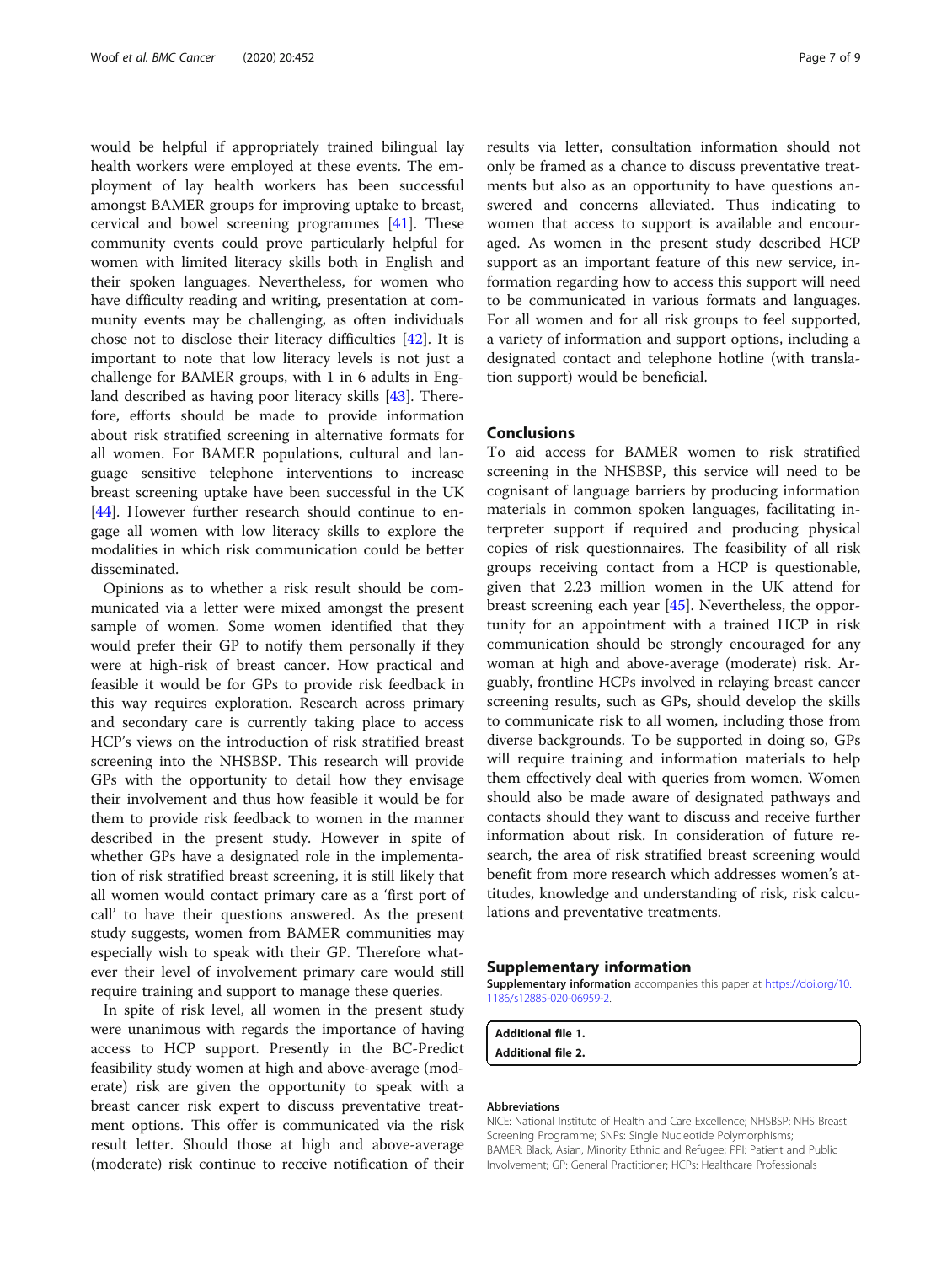would be helpful if appropriately trained bilingual lay health workers were employed at these events. The employment of lay health workers has been successful amongst BAMER groups for improving uptake to breast, cervical and bowel screening programmes [41]. These community events could prove particularly helpful for women with limited literacy skills both in English and their spoken languages. Nevertheless, for women who have difficulty reading and writing, presentation at community events may be challenging, as often individuals chose not to disclose their literacy difficulties [42]. It is important to note that low literacy levels is not just a challenge for BAMER groups, with 1 in 6 adults in England described as having poor literacy skills [43]. Therefore, efforts should be made to provide information about risk stratified screening in alternative formats for all women. For BAMER populations, cultural and language sensitive telephone interventions to increase breast screening uptake have been successful in the UK [44]. However further research should continue to engage all women with low literacy skills to explore the modalities in which risk communication could be better disseminated.

Opinions as to whether a risk result should be communicated via a letter were mixed amongst the present sample of women. Some women identified that they would prefer their GP to notify them personally if they were at high-risk of breast cancer. How practical and feasible it would be for GPs to provide risk feedback in this way requires exploration. Research across primary and secondary care is currently taking place to access HCP's views on the introduction of risk stratified breast screening into the NHSBSP. This research will provide GPs with the opportunity to detail how they envisage their involvement and thus how feasible it would be for them to provide risk feedback to women in the manner described in the present study. However in spite of whether GPs have a designated role in the implementation of risk stratified breast screening, it is still likely that all women would contact primary care as a 'first port of call' to have their questions answered. As the present study suggests, women from BAMER communities may especially wish to speak with their GP. Therefore whatever their level of involvement primary care would still require training and support to manage these queries.

In spite of risk level, all women in the present study were unanimous with regards the importance of having access to HCP support. Presently in the BC-Predict feasibility study women at high and above-average (moderate) risk are given the opportunity to speak with a breast cancer risk expert to discuss preventative treatment options. This offer is communicated via the risk result letter. Should those at high and above-average (moderate) risk continue to receive notification of their results via letter, consultation information should not only be framed as a chance to discuss preventative treatments but also as an opportunity to have questions answered and concerns alleviated. Thus indicating to women that access to support is available and encouraged. As women in the present study described HCP support as an important feature of this new service, information regarding how to access this support will need to be communicated in various formats and languages. For all women and for all risk groups to feel supported, a variety of information and support options, including a designated contact and telephone hotline (with translation support) would be beneficial.

## Conclusions

To aid access for BAMER women to risk stratified screening in the NHSBSP, this service will need to be cognisant of language barriers by producing information materials in common spoken languages, facilitating interpreter support if required and producing physical copies of risk questionnaires. The feasibility of all risk groups receiving contact from a HCP is questionable, given that 2.23 million women in the UK attend for breast screening each year [45]. Nevertheless, the opportunity for an appointment with a trained HCP in risk communication should be strongly encouraged for any woman at high and above-average (moderate) risk. Arguably, frontline HCPs involved in relaying breast cancer screening results, such as GPs, should develop the skills to communicate risk to all women, including those from diverse backgrounds. To be supported in doing so, GPs will require training and information materials to help them effectively deal with queries from women. Women should also be made aware of designated pathways and contacts should they want to discuss and receive further information about risk. In consideration of future research, the area of risk stratified breast screening would benefit from more research which addresses women's attitudes, knowledge and understanding of risk, risk calculations and preventative treatments.

## Supplementary information

**Supplementary information** accompanies this paper at https://doi.org/10.1186/s12885-020-06959-2.

**Additional file 1.**
**Additional file 2.**

#### Abbreviations

NICE: National Institute of Health and Care Excellence; NHSBSP: NHS Breast Screening Programme; SNPs: Single Nucleotide Polymorphisms; BAMER: Black, Asian, Minority Ethnic and Refugee; PPI: Patient and Public Involvement; GP: General Practitioner; HCPs: Healthcare Professionals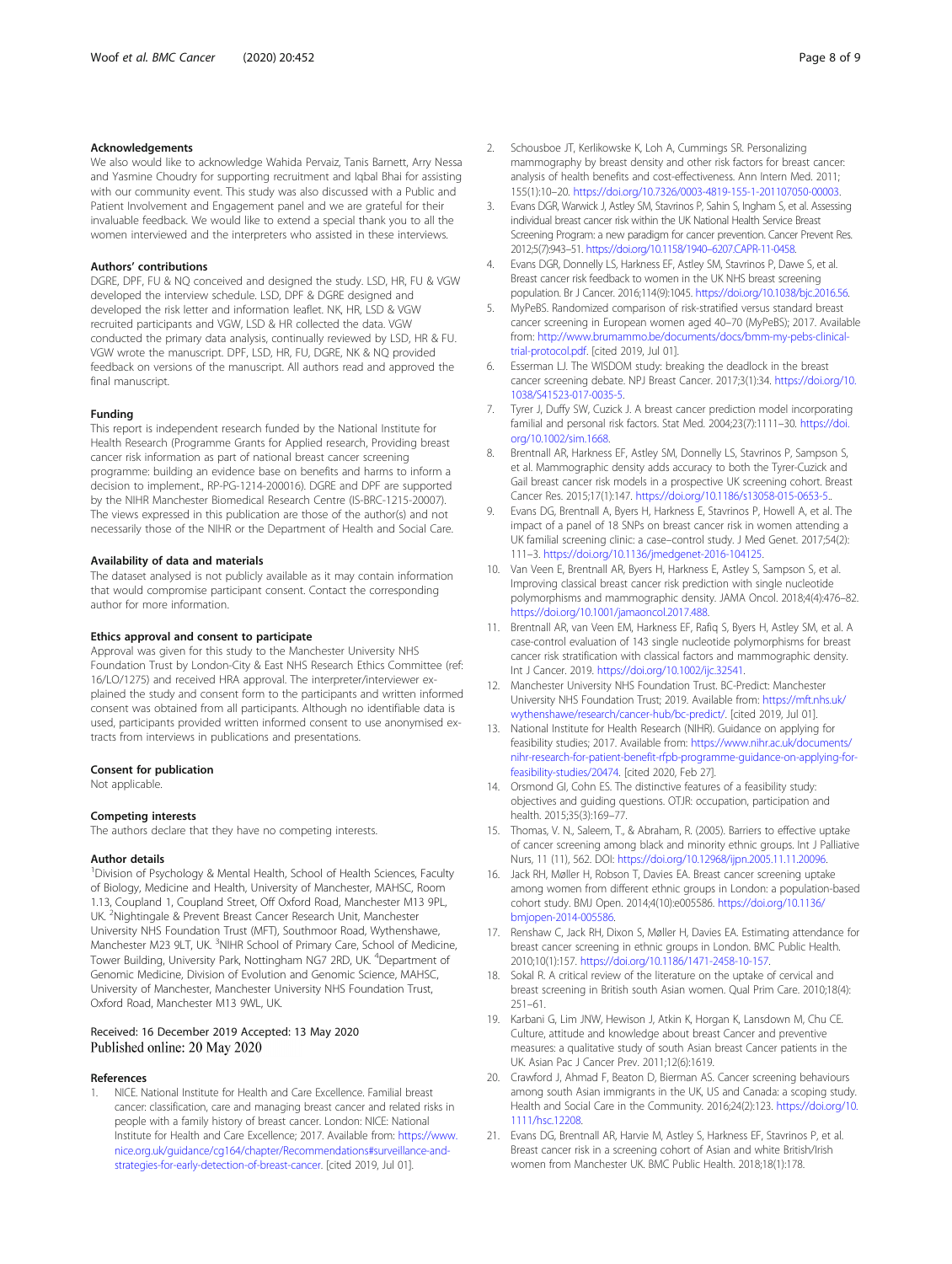### Acknowledgements

We also would like to acknowledge Wahida Pervaiz, Tanis Barnett, Arry Nessa and Yasmine Choudry for supporting recruitment and Iqbal Bhai for assisting with our community event. This study was also discussed with a Public and Patient Involvement and Engagement panel and we are grateful for their invaluable feedback. We would like to extend a special thank you to all the women interviewed and the interpreters who assisted in these interviews.

### Authors' contributions

DGRE, DPF, FU & NQ conceived and designed the study. LSD, HR, FU & VGW developed the interview schedule. LSD, DPF & DGRE designed and developed the risk letter and information leaflet. NK, HR, LSD & VGW recruited participants and VGW, LSD & HR collected the data. VGW conducted the primary data analysis, continually reviewed by LSD, HR & FU. VGW wrote the manuscript. DPF, LSD, HR, FU, DGRE, NK & NQ provided feedback on versions of the manuscript. All authors read and approved the final manuscript.

### Funding

This report is independent research funded by the National Institute for Health Research (Programme Grants for Applied research, Providing breast cancer risk information as part of national breast cancer screening programme: building an evidence base on benefits and harms to inform a decision to implement., RP-PG-1214-200016). DGRE and DPF are supported by the NIHR Manchester Biomedical Research Centre (IS-BRC-1215-20007). The views expressed in this publication are those of the author(s) and not necessarily those of the NIHR or the Department of Health and Social Care.

### Availability of data and materials

The dataset analysed is not publicly available as it may contain information that would compromise participant consent. Contact the corresponding author for more information.

### Ethics approval and consent to participate

Approval was given for this study to the Manchester University NHS Foundation Trust by London-City & East NHS Research Ethics Committee (ref: 16/LO/1275) and received HRA approval. The interpreter/interviewer explained the study and consent form to the participants and written informed consent was obtained from all participants. Although no identifiable data is used, participants provided written informed consent to use anonymised extracts from interviews in publications and presentations.

### Consent for publication

Not applicable.

### Competing interests

The authors declare that they have no competing interests.

### Author details

[1]Division of Psychology & Mental Health, School of Health Sciences, Faculty of Biology, Medicine and Health, University of Manchester, MAHSC, Room 1.13, Coupland 1, Coupland Street, Off Oxford Road, Manchester M13 9PL, UK. [2]Nightingale & Prevent Breast Cancer Research Unit, Manchester University NHS Foundation Trust (MFT), Southmoor Road, Wythenshawe, Manchester M23 9LT, UK. [3]NIHR School of Primary Care, School of Medicine, Tower Building, University Park, Nottingham NG7 2RD, UK. [4]Department of Genomic Medicine, Division of Evolution and Genomic Science, MAHSC, University of Manchester, Manchester University NHS Foundation Trust, Oxford Road, Manchester M13 9WL, UK.

Received: 16 December 2019 Accepted: 13 May 2020
Published online: 20 May 2020

### References

1. NICE. National Institute for Health and Care Excellence. Familial breast cancer: classification, care and managing breast cancer and related risks in people with a family history of breast cancer. London: NICE: National Institute for Health and Care Excellence; 2017. Available from: https://www.nice.org.uk/guidance/cg164/chapter/Recommendations#surveillance-and-strategies-for-early-detection-of-breast-cancer. [cited 2019, Jul 01].
2. Schousboe JT, Kerlikowske K, Loh A, Cummings SR. Personalizing mammography by breast density and other risk factors for breast cancer: analysis of health benefits and cost-effectiveness. Ann Intern Med. 2011; 155(1):10–20. https://doi.org/10.7326/0003-4819-155-1-201107050-00003.
3. Evans DGR, Warwick J, Astley SM, Stavrinos P, Sahin S, Ingham S, et al. Assessing individual breast cancer risk within the UK National Health Service Breast Screening Program: a new paradigm for cancer prevention. Cancer Prevent Res. 2012;5(7):943–51. https://doi.org/10.1158/1940–6207.CAPR-11-0458.
4. Evans DGR, Donnelly LS, Harkness EF, Astley SM, Stavrinos P, Dawe S, et al. Breast cancer risk feedback to women in the UK NHS breast screening population. Br J Cancer. 2016;114(9):1045. https://doi.org/10.1038/bjc.2016.56.
5. MyPeBS. Randomized comparison of risk-stratified versus standard breast cancer screening in European women aged 40–70 (MyPeBS); 2017. Available from: http://www.brumammo.be/documents/docs/bmm-my-pebs-clinical-trial-protocol.pdf. [cited 2019, Jul 01].
6. Esserman LJ. The WISDOM study: breaking the deadlock in the breast cancer screening debate. NPJ Breast Cancer. 2017;3(1):34. https://doi.org/10.1038/S41523-017-0035-5.
7. Tyrer J, Duffy SW, Cuzick J. A breast cancer prediction model incorporating familial and personal risk factors. Stat Med. 2004;23(7):1111–30. https://doi.org/10.1002/sim.1668.
8. Brentnall AR, Harkness EF, Astley SM, Donnelly LS, Stavrinos P, Sampson S, et al. Mammographic density adds accuracy to both the Tyrer-Cuzick and Gail breast cancer risk models in a prospective UK screening cohort. Breast Cancer Res. 2015;17(1):147. https://doi.org/10.1186/s13058-015-0653-5..
9. Evans DG, Brentnall A, Byers H, Harkness E, Stavrinos P, Howell A, et al. The impact of a panel of 18 SNPs on breast cancer risk in women attending a UK familial screening clinic: a case–control study. J Med Genet. 2017;54(2): 111–3. https://doi.org/10.1136/jmedgenet-2016-104125.
10. Van Veen E, Brentnall AR, Byers H, Harkness E, Astley S, Sampson S, et al. Improving classical breast cancer risk prediction with single nucleotide polymorphisms and mammographic density. JAMA Oncol. 2018;4(4):476–82. https://doi.org/10.1001/jamaoncol.2017.488.
11. Brentnall AR, van Veen EM, Harkness EF, Rafiq S, Byers H, Astley SM, et al. A case-control evaluation of 143 single nucleotide polymorphisms for breast cancer risk stratification with classical factors and mammographic density. Int J Cancer. 2019. https://doi.org/10.1002/ijc.32541.
12. Manchester University NHS Foundation Trust. BC-Predict: Manchester University NHS Foundation Trust; 2019. Available from: https://mft.nhs.uk/wythenshawe/research/cancer-hub/bc-predict/. [cited 2019, Jul 01].
13. National Institute for Health Research (NIHR). Guidance on applying for feasibility studies; 2017. Available from: https://www.nihr.ac.uk/documents/nihr-research-for-patient-benefit-rfpb-programme-guidance-on-applying-for-feasibility-studies/20474. [cited 2020, Feb 27].
14. Orsmond GI, Cohn ES. The distinctive features of a feasibility study: objectives and guiding questions. OTJR: occupation, participation and health. 2015;35(3):169–77.
15. Thomas, V. N., Saleem, T., & Abraham, R. (2005). Barriers to effective uptake of cancer screening among black and minority ethnic groups. Int J Palliative Nurs, 11 (11), 562. DOI: https://doi.org/10.12968/ijpn.2005.11.11.20096.
16. Jack RH, Møller H, Robson T, Davies EA. Breast cancer screening uptake among women from different ethnic groups in London: a population-based cohort study. BMJ Open. 2014;4(10):e005586. https://doi.org/10.1136/bmjopen-2014-005586.
17. Renshaw C, Jack RH, Dixon S, Møller H, Davies EA. Estimating attendance for breast cancer screening in ethnic groups in London. BMC Public Health. 2010;10(1):157. https://doi.org/10.1186/1471-2458-10-157.
18. Sokal R. A critical review of the literature on the uptake of cervical and breast screening in British south Asian women. Qual Prim Care. 2010;18(4): 251–61.
19. Karbani G, Lim JNW, Hewison J, Atkin K, Horgan K, Lansdown M, Chu CE. Culture, attitude and knowledge about breast Cancer and preventive measures: a qualitative study of south Asian breast Cancer patients in the UK. Asian Pac J Cancer Prev. 2011;12(6):1619.
20. Crawford J, Ahmad F, Beaton D, Bierman AS. Cancer screening behaviours among south Asian immigrants in the UK, US and Canada: a scoping study. Health and Social Care in the Community. 2016;24(2):123. https://doi.org/10.1111/hsc.12208.
21. Evans DG, Brentnall AR, Harvie M, Astley S, Harkness EF, Stavrinos P, et al. Breast cancer risk in a screening cohort of Asian and white British/Irish women from Manchester UK. BMC Public Health. 2018;18(1):178.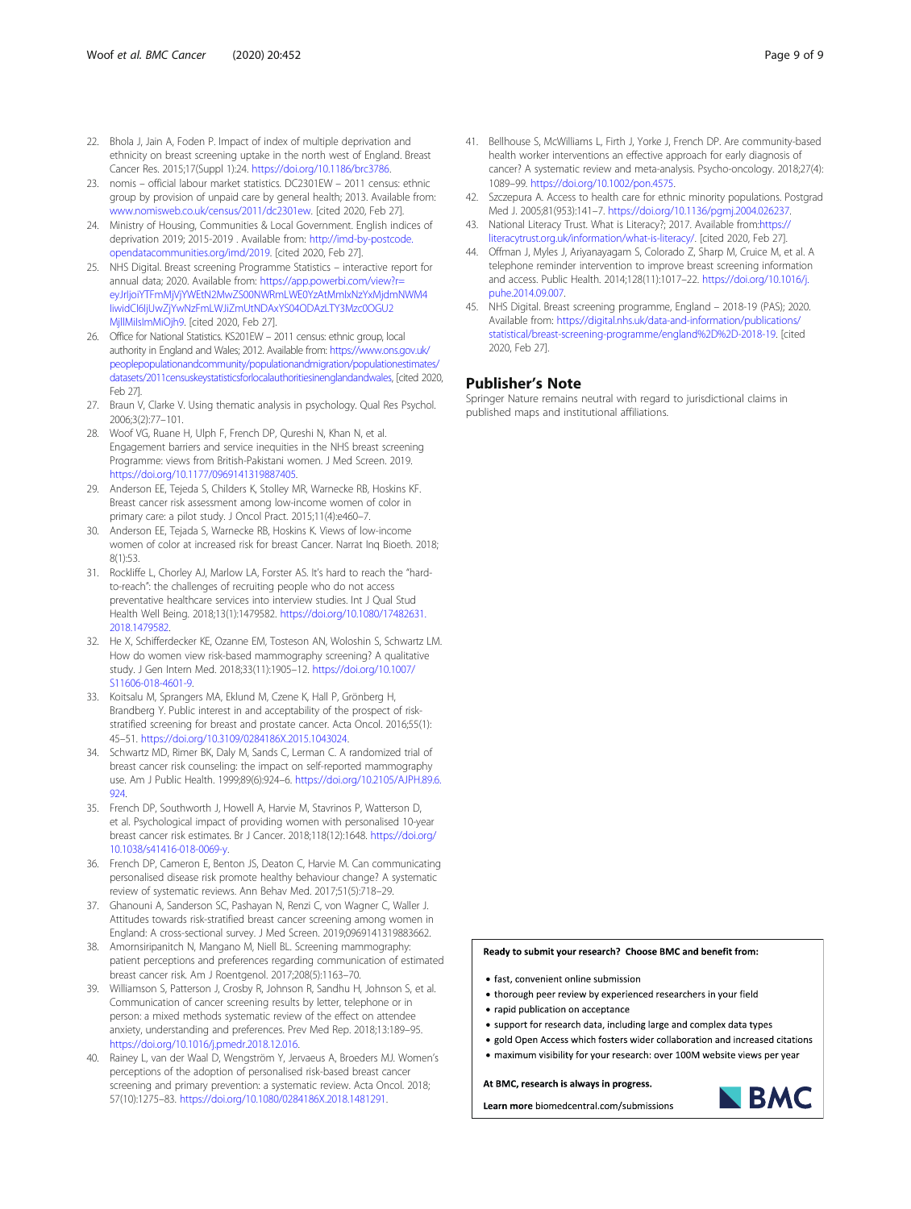22. Bhola J, Jain A, Foden P. Impact of index of multiple deprivation and ethnicity on breast screening uptake in the north west of England. Breast Cancer Res. 2015;17(Suppl 1):24. https://doi.org/10.1186/brc3786.
23. nomis – official labour market statistics. DC2301EW – 2011 census: ethnic group by provision of unpaid care by general health; 2013. Available from: www.nomisweb.co.uk/census/2011/dc2301ew. [cited 2020, Feb 27].
24. Ministry of Housing, Communities & Local Government. English indices of deprivation 2019; 2015-2019 . Available from: http://imd-by-postcode.opendatacommunities.org/imd/2019. [cited 2020, Feb 27].
25. NHS Digital. Breast screening Programme Statistics – interactive report for annual data; 2020. Available from: https://app.powerbi.com/view?r=eyJrIjoiYTFmMjVjYWEtN2MwZS00NWRmLWE0YzAtMmIxNzYxMjdmNWM4IiwidCI6IjUwZjYwNzFmLWJiZmUtNDAxYS04ODAzLTY3Mzc0OGU2MjllMiIsImMiOjh9. [cited 2020, Feb 27].
26. Office for National Statistics. KS201EW – 2011 census: ethnic group, local authority in England and Wales; 2012. Available from: https://www.ons.gov.uk/peoplepopulationandcommunity/populationandmigration/populationestimates/datasets/2011censuskeystatisticsforlocalauthoritiesinenglandandwales, [cited 2020, Feb 27].
27. Braun V, Clarke V. Using thematic analysis in psychology. Qual Res Psychol. 2006;3(2):77–101.
28. Woof VG, Ruane H, Ulph F, French DP, Qureshi N, Khan N, et al. Engagement barriers and service inequities in the NHS breast screening Programme: views from British-Pakistani women. J Med Screen. 2019. https://doi.org/10.1177/0969141319887405.
29. Anderson EE, Tejeda S, Childers K, Stolley MR, Warnecke RB, Hoskins KF. Breast cancer risk assessment among low-income women of color in primary care: a pilot study. J Oncol Pract. 2015;11(4):e460–7.
30. Anderson EE, Tejada S, Warnecke RB, Hoskins K. Views of low-income women of color at increased risk for breast Cancer. Narrat Inq Bioeth. 2018; 8(1):53.
31. Rockliffe L, Chorley AJ, Marlow LA, Forster AS. It's hard to reach the "hard-to-reach": the challenges of recruiting people who do not access preventative healthcare services into interview studies. Int J Qual Stud Health Well Being. 2018;13(1):1479582. https://doi.org/10.1080/17482631.2018.1479582.
32. He X, Schifferdecker KE, Ozanne EM, Tosteson AN, Woloshin S, Schwartz LM. How do women view risk-based mammography screening? A qualitative study. J Gen Intern Med. 2018;33(11):1905–12. https://doi.org/10.1007/S11606-018-4601-9.
33. Koitsalu M, Sprangers MA, Eklund M, Czene K, Hall P, Grönberg H, Brandberg Y. Public interest in and acceptability of the prospect of risk-stratified screening for breast and prostate cancer. Acta Oncol. 2016;55(1): 45–51. https://doi.org/10.3109/0284186X.2015.1043024.
34. Schwartz MD, Rimer BK, Daly M, Sands C, Lerman C. A randomized trial of breast cancer risk counseling: the impact on self-reported mammography use. Am J Public Health. 1999;89(6):924–6. https://doi.org/10.2105/AJPH.89.6.924.
35. French DP, Southworth J, Howell A, Harvie M, Stavrinos P, Watterson D, et al. Psychological impact of providing women with personalised 10-year breast cancer risk estimates. Br J Cancer. 2018;118(12):1648. https://doi.org/10.1038/s41416-018-0069-y.
36. French DP, Cameron E, Benton JS, Deaton C, Harvie M. Can communicating personalised disease risk promote healthy behaviour change? A systematic review of systematic reviews. Ann Behav Med. 2017;51(5):718–29.
37. Ghanouni A, Sanderson SC, Pashayan N, Renzi C, von Wagner C, Waller J. Attitudes towards risk-stratified breast cancer screening among women in England: A cross-sectional survey. J Med Screen. 2019;0969141319883662.
38. Amornsiripanitch N, Mangano M, Niell BL. Screening mammography: patient perceptions and preferences regarding communication of estimated breast cancer risk. Am J Roentgenol. 2017;208(5):1163–70.
39. Williamson S, Patterson J, Crosby R, Johnson R, Sandhu H, Johnson S, et al. Communication of cancer screening results by letter, telephone or in person: a mixed methods systematic review of the effect on attendee anxiety, understanding and preferences. Prev Med Rep. 2018;13:189–95. https://doi.org/10.1016/j.pmedr.2018.12.016.
40. Rainey L, van der Waal D, Wengström Y, Jervaeus A, Broeders MJ. Women's perceptions of the adoption of personalised risk-based breast cancer screening and primary prevention: a systematic review. Acta Oncol. 2018; 57(10):1275–83. https://doi.org/10.1080/0284186X.2018.1481291.
41. Bellhouse S, McWilliams L, Firth J, Yorke J, French DP. Are community-based health worker interventions an effective approach for early diagnosis of cancer? A systematic review and meta-analysis. Psycho-oncology. 2018;27(4): 1089–99. https://doi.org/10.1002/pon.4575.
42. Szczepura A. Access to health care for ethnic minority populations. Postgrad Med J. 2005;81(953):141–7. https://doi.org/10.1136/pgmj.2004.026237.
43. National Literacy Trust. What is Literacy?; 2017. Available from:https://literacytrust.org.uk/information/what-is-literacy/. [cited 2020, Feb 27].
44. Offman J, Myles J, Ariyanayagam S, Colorado Z, Sharp M, Cruice M, et al. A telephone reminder intervention to improve breast screening information and access. Public Health. 2014;128(11):1017–22. https://doi.org/10.1016/j.puhe.2014.09.007.
45. NHS Digital. Breast screening programme, England – 2018-19 (PAS); 2020. Available from: https://digital.nhs.uk/data-and-information/publications/statistical/breast-screening-programme/england%2D%2D-2018-19. [cited 2020, Feb 27].

## Publisher's Note

Springer Nature remains neutral with regard to jurisdictional claims in published maps and institutional affiliations.

**Ready to submit your research? Choose BMC and benefit from:**

- fast, convenient online submission
- thorough peer review by experienced researchers in your field
- rapid publication on acceptance
- support for research data, including large and complex data types
- gold Open Access which fosters wider collaboration and increased citations
- maximum visibility for your research: over 100M website views per year

**At BMC, research is always in progress.**

**Learn more** biomedcentral.com/submissions

BMC